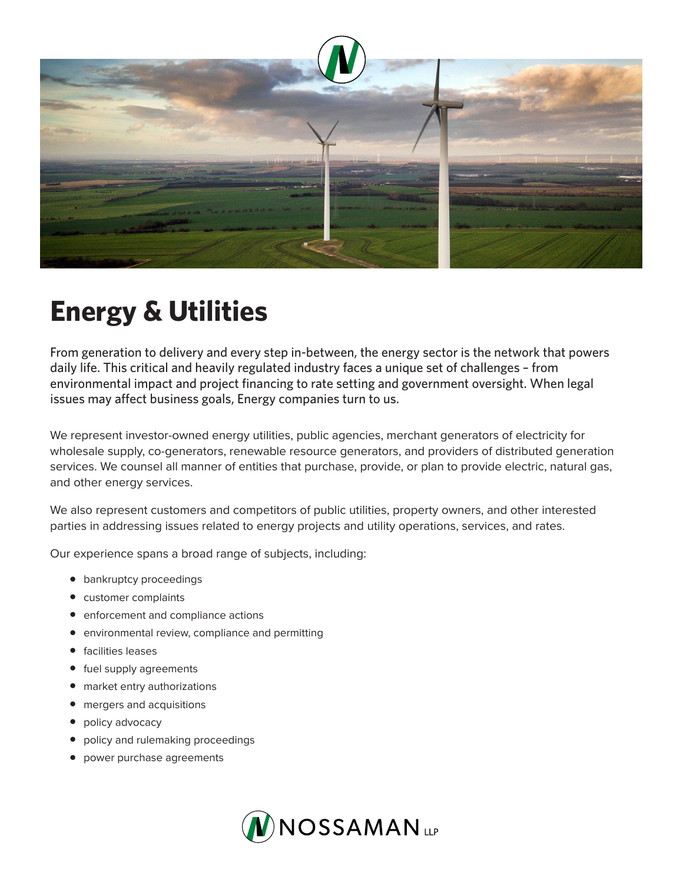# Energy & Utilities

From generation to delivery and every step in-between, the energy sector is the network that powers daily life. This critical and heavily regulated industry faces a unique set of challenges – from environmental impact and project financing to rate setting and government oversight. When legal issues may affect business goals, Energy companies turn to us.

We represent investor-owned energy utilities, public agencies, merchant generators of electricity for wholesale supply, co-generators, renewable resource generators, and providers of distributed generation services. We counsel all manner of entities that purchase, provide, or plan to provide electric, natural gas, and other energy services.

We also represent customers and competitors of public utilities, property owners, and other interested parties in addressing issues related to energy projects and utility operations, services, and rates.

Our experience spans a broad range of subjects, including:

- bankruptcy proceedings
- customer complaints
- enforcement and compliance actions
- environmental review, compliance and permitting
- facilities leases
- fuel supply agreements
- market entry authorizations
- mergers and acquisitions
- policy advocacy
- policy and rulemaking proceedings
- power purchase agreements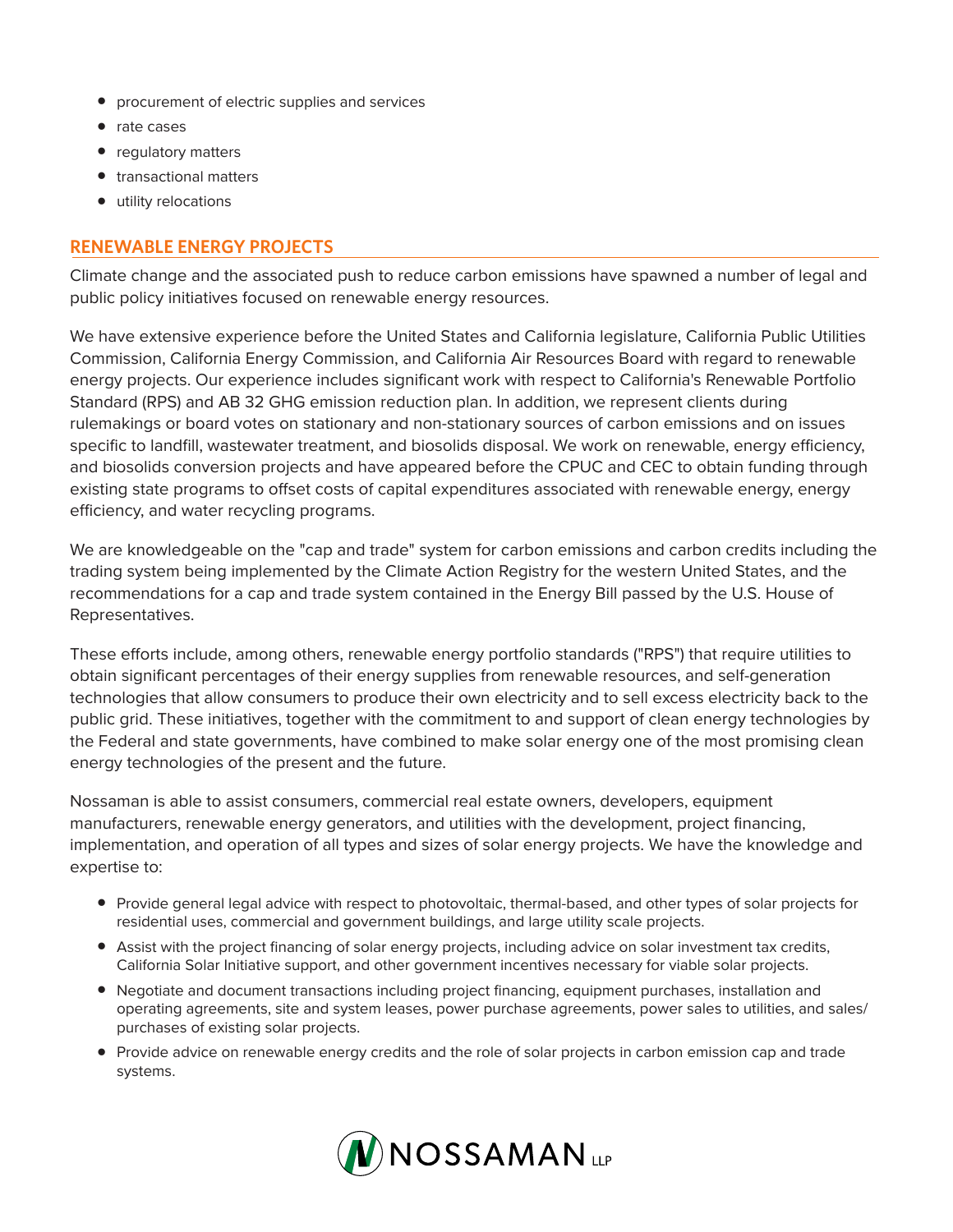- procurement of electric supplies and services
- rate cases
- regulatory matters
- transactional matters
- utility relocations

## RENEWABLE ENERGY PROJECTS

Climate change and the associated push to reduce carbon emissions have spawned a number of legal and public policy initiatives focused on renewable energy resources.

We have extensive experience before the United States and California legislature, California Public Utilities Commission, California Energy Commission, and California Air Resources Board with regard to renewable energy projects. Our experience includes significant work with respect to California's Renewable Portfolio Standard (RPS) and AB 32 GHG emission reduction plan. In addition, we represent clients during rulemakings or board votes on stationary and non-stationary sources of carbon emissions and on issues specific to landfill, wastewater treatment, and biosolids disposal. We work on renewable, energy efficiency, and biosolids conversion projects and have appeared before the CPUC and CEC to obtain funding through existing state programs to offset costs of capital expenditures associated with renewable energy, energy efficiency, and water recycling programs.

We are knowledgeable on the "cap and trade" system for carbon emissions and carbon credits including the trading system being implemented by the Climate Action Registry for the western United States, and the recommendations for a cap and trade system contained in the Energy Bill passed by the U.S. House of Representatives.

These efforts include, among others, renewable energy portfolio standards ("RPS") that require utilities to obtain significant percentages of their energy supplies from renewable resources, and self-generation technologies that allow consumers to produce their own electricity and to sell excess electricity back to the public grid. These initiatives, together with the commitment to and support of clean energy technologies by the Federal and state governments, have combined to make solar energy one of the most promising clean energy technologies of the present and the future.

Nossaman is able to assist consumers, commercial real estate owners, developers, equipment manufacturers, renewable energy generators, and utilities with the development, project financing, implementation, and operation of all types and sizes of solar energy projects. We have the knowledge and expertise to:

- Provide general legal advice with respect to photovoltaic, thermal-based, and other types of solar projects for residential uses, commercial and government buildings, and large utility scale projects.
- Assist with the project financing of solar energy projects, including advice on solar investment tax credits, California Solar Initiative support, and other government incentives necessary for viable solar projects.
- Negotiate and document transactions including project financing, equipment purchases, installation and operating agreements, site and system leases, power purchase agreements, power sales to utilities, and sales/purchases of existing solar projects.
- Provide advice on renewable energy credits and the role of solar projects in carbon emission cap and trade systems.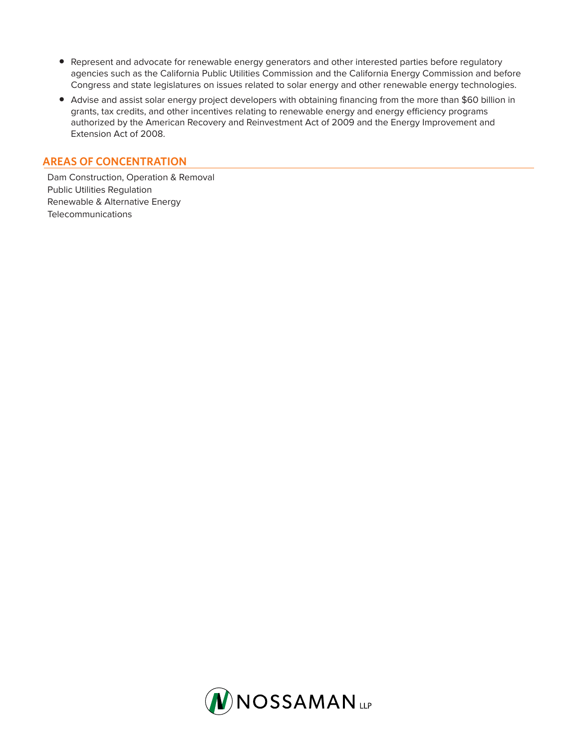- Represent and advocate for renewable energy generators and other interested parties before regulatory agencies such as the California Public Utilities Commission and the California Energy Commission and before Congress and state legislatures on issues related to solar energy and other renewable energy technologies.
- Advise and assist solar energy project developers with obtaining financing from the more than $60 billion in grants, tax credits, and other incentives relating to renewable energy and energy efficiency programs authorized by the American Recovery and Reinvestment Act of 2009 and the Energy Improvement and Extension Act of 2008.

## AREAS OF CONCENTRATION

Dam Construction, Operation & Removal
Public Utilities Regulation
Renewable & Alternative Energy
Telecommunications